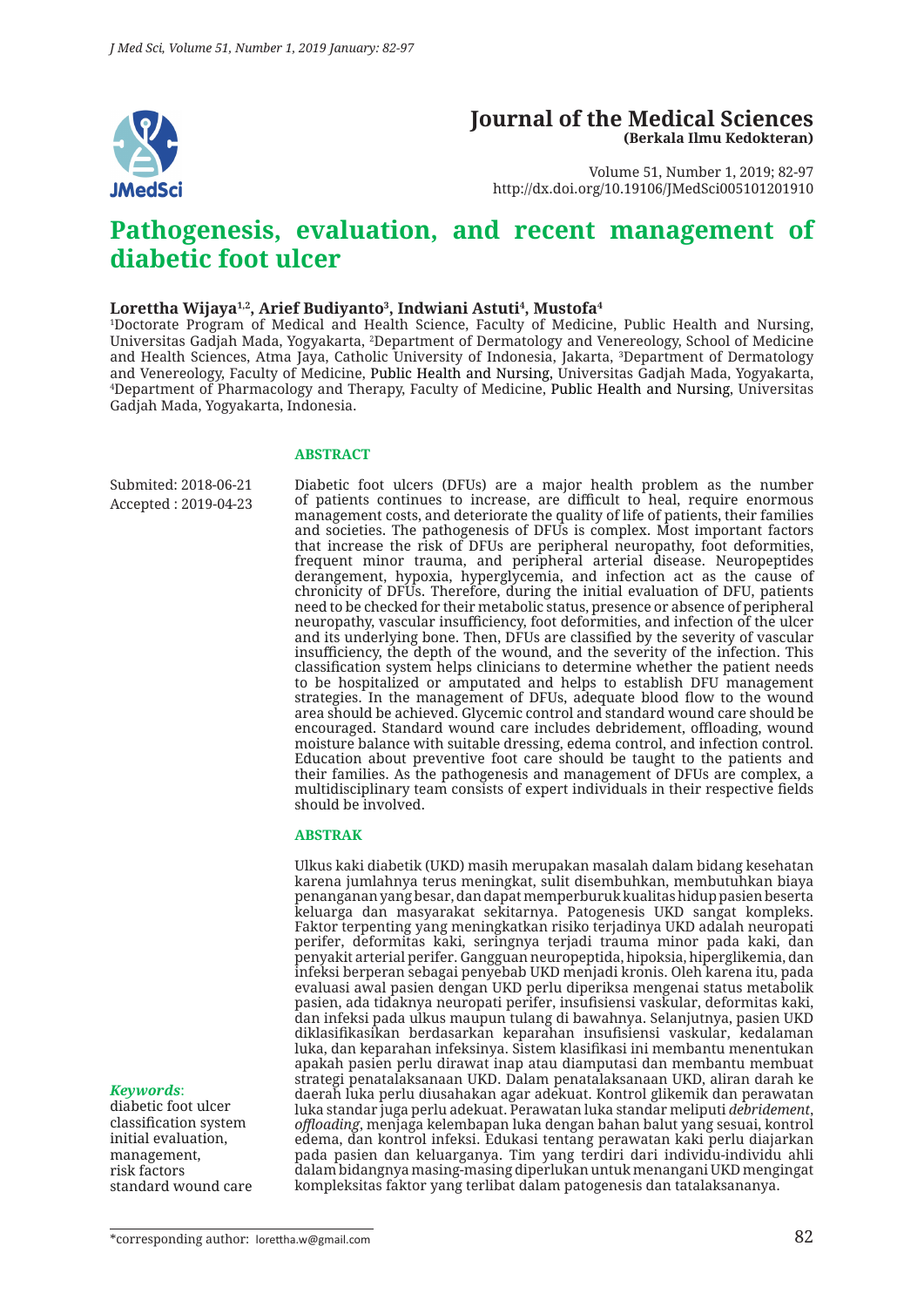# Journal of the Medical Sciences
**(Berkala Ilmu Kedokteran)**

Volume 51, Number 1, 2019; 82-97
http://dx.doi.org/10.19106/JMedSci005101201910

# Pathogenesis, evaluation, and recent management of diabetic foot ulcer

**Lorettha Wijaya[1,2], Arief Budiyanto[3], Indwiani Astuti[4], Mustofa[4]**

[1]Doctorate Program of Medical and Health Science, Faculty of Medicine, Public Health and Nursing, Universitas Gadjah Mada, Yogyakarta, [2]Department of Dermatology and Venereology, School of Medicine and Health Sciences, Atma Jaya, Catholic University of Indonesia, Jakarta, [3]Department of Dermatology and Venereology, Faculty of Medicine, Public Health and Nursing, Universitas Gadjah Mada, Yogyakarta, [4]Department of Pharmacology and Therapy, Faculty of Medicine, Public Health and Nursing, Universitas Gadjah Mada, Yogyakarta, Indonesia.

Submited: 2018-06-21
Accepted : 2019-04-23

## ABSTRACT

Diabetic foot ulcers (DFUs) are a major health problem as the number of patients continues to increase, are difficult to heal, require enormous management costs, and deteriorate the quality of life of patients, their families and societies. The pathogenesis of DFUs is complex. Most important factors that increase the risk of DFUs are peripheral neuropathy, foot deformities, frequent minor trauma, and peripheral arterial disease. Neuropeptides derangement, hypoxia, hyperglycemia, and infection act as the cause of chronicity of DFUs. Therefore, during the initial evaluation of DFU, patients need to be checked for their metabolic status, presence or absence of peripheral neuropathy, vascular insufficiency, foot deformities, and infection of the ulcer and its underlying bone. Then, DFUs are classified by the severity of vascular insufficiency, the depth of the wound, and the severity of the infection. This classification system helps clinicians to determine whether the patient needs to be hospitalized or amputated and helps to establish DFU management strategies. In the management of DFUs, adequate blood flow to the wound area should be achieved. Glycemic control and standard wound care should be encouraged. Standard wound care includes debridement, offloading, wound moisture balance with suitable dressing, edema control, and infection control. Education about preventive foot care should be taught to the patients and their families. As the pathogenesis and management of DFUs are complex, a multidisciplinary team consists of expert individuals in their respective fields should be involved.

## ABSTRAK

Ulkus kaki diabetik (UKD) masih merupakan masalah dalam bidang kesehatan karena jumlahnya terus meningkat, sulit disembuhkan, membutuhkan biaya penanganan yang besar, dan dapat memperburuk kualitas hidup pasien beserta keluarga dan masyarakat sekitarnya. Patogenesis UKD sangat kompleks. Faktor terpenting yang meningkatkan risiko terjadinya UKD adalah neuropati perifer, deformitas kaki, seringnya terjadi trauma minor pada kaki, dan penyakit arterial perifer. Gangguan neuropeptida, hipoksia, hiperglikemia, dan infeksi berperan sebagai penyebab UKD menjadi kronis. Oleh karena itu, pada evaluasi awal pasien dengan UKD perlu diperiksa mengenai status metabolik pasien, ada tidaknya neuropati perifer, insufisiensi vaskular, deformitas kaki, dan infeksi pada ulkus maupun tulang di bawahnya. Selanjutnya, pasien UKD diklasifikasikan berdasarkan keparahan insufisiensi vaskular, kedalaman luka, dan keparahan infeksinya. Sistem klasifikasi ini membantu menentukan apakah pasien perlu dirawat inap atau diamputasi dan membantu membuat strategi penatalaksanaan UKD. Dalam penatalaksanaan UKD, aliran darah ke daerah luka perlu diusahakan agar adekuat. Kontrol glikemik dan perawatan luka standar juga perlu adekuat. Perawatan luka standar meliputi *debridement*, *offloading*, menjaga kelembapan luka dengan bahan balut yang sesuai, kontrol edema, dan kontrol infeksi. Edukasi tentang perawatan kaki perlu diajarkan pada pasien dan keluarganya. Tim yang terdiri dari individu-individu ahli dalam bidangnya masing-masing diperlukan untuk menangani UKD mengingat kompleksitas faktor yang terlibat dalam patogenesis dan tatalaksananya.

***Keywords***:
diabetic foot ulcer
classification system
initial evaluation,
management,
risk factors
standard wound care

*corresponding author: lorettha.w@gmail.com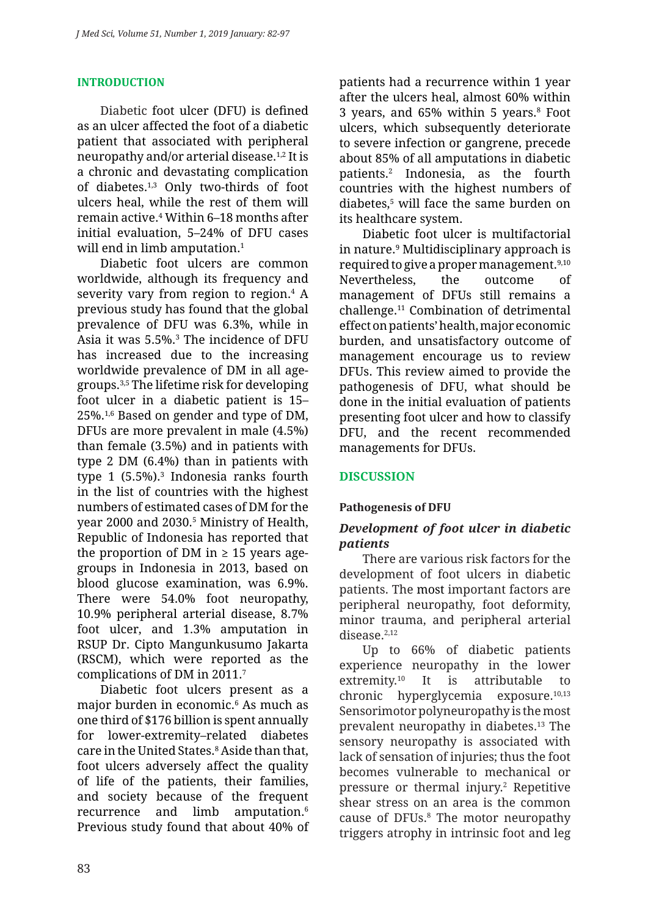## INTRODUCTION

Diabetic foot ulcer (DFU) is defined as an ulcer affected the foot of a diabetic patient that associated with peripheral neuropathy and/or arterial disease.[1,2] It is a chronic and devastating complication of diabetes.[1,3] Only two-thirds of foot ulcers heal, while the rest of them will remain active.[4] Within 6–18 months after initial evaluation, 5–24% of DFU cases will end in limb amputation.[1]

Diabetic foot ulcers are common worldwide, although its frequency and severity vary from region to region.[4] A previous study has found that the global prevalence of DFU was 6.3%, while in Asia it was 5.5%.[3] The incidence of DFU has increased due to the increasing worldwide prevalence of DM in all age-groups.[3,5] The lifetime risk for developing foot ulcer in a diabetic patient is 15–25%.[1,6] Based on gender and type of DM, DFUs are more prevalent in male (4.5%) than female (3.5%) and in patients with type 2 DM (6.4%) than in patients with type 1 (5.5%).[3] Indonesia ranks fourth in the list of countries with the highest numbers of estimated cases of DM for the year 2000 and 2030.[5] Ministry of Health, Republic of Indonesia has reported that the proportion of DM in ≥ 15 years age-groups in Indonesia in 2013, based on blood glucose examination, was 6.9%. There were 54.0% foot neuropathy, 10.9% peripheral arterial disease, 8.7% foot ulcer, and 1.3% amputation in RSUP Dr. Cipto Mangunkusumo Jakarta (RSCM), which were reported as the complications of DM in 2011.[7]

Diabetic foot ulcers present as a major burden in economic.[6] As much as one third of $176 billion is spent annually for lower-extremity–related diabetes care in the United States.[8] Aside than that, foot ulcers adversely affect the quality of life of the patients, their families, and society because of the frequent recurrence and limb amputation.[6] Previous study found that about 40% of patients had a recurrence within 1 year after the ulcers heal, almost 60% within 3 years, and 65% within 5 years.[8] Foot ulcers, which subsequently deteriorate to severe infection or gangrene, precede about 85% of all amputations in diabetic patients.[2] Indonesia, as the fourth countries with the highest numbers of diabetes,[5] will face the same burden on its healthcare system.

Diabetic foot ulcer is multifactorial in nature.[9] Multidisciplinary approach is required to give a proper management.[9,10] Nevertheless, the outcome of management of DFUs still remains a challenge.[11] Combination of detrimental effect on patients' health, major economic burden, and unsatisfactory outcome of management encourage us to review DFUs. This review aimed to provide the pathogenesis of DFU, what should be done in the initial evaluation of patients presenting foot ulcer and how to classify DFU, and the recent recommended managements for DFUs.

## DISCUSSION

### Pathogenesis of DFU

#### *Development of foot ulcer in diabetic patients*

There are various risk factors for the development of foot ulcers in diabetic patients. The most important factors are peripheral neuropathy, foot deformity, minor trauma, and peripheral arterial disease.[2,12]

Up to 66% of diabetic patients experience neuropathy in the lower extremity.[10] It is attributable to chronic hyperglycemia exposure.[10,13] Sensorimotor polyneuropathy is the most prevalent neuropathy in diabetes.[13] The sensory neuropathy is associated with lack of sensation of injuries; thus the foot becomes vulnerable to mechanical or pressure or thermal injury.[2] Repetitive shear stress on an area is the common cause of DFUs.[8] The motor neuropathy triggers atrophy in intrinsic foot and leg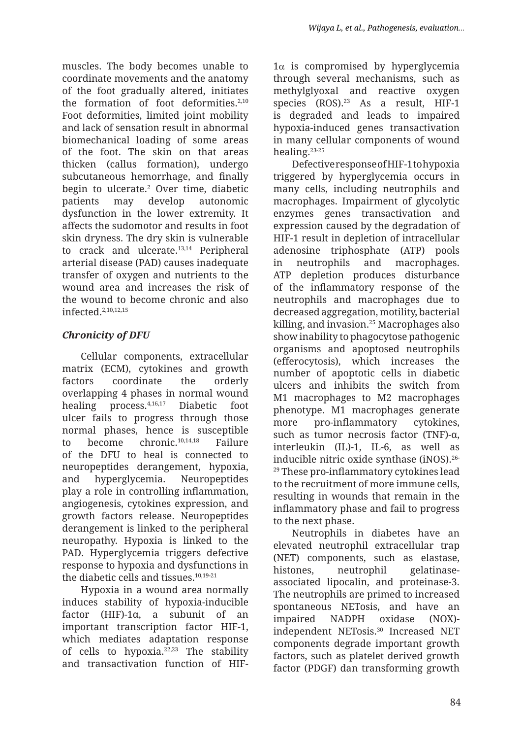muscles. The body becomes unable to coordinate movements and the anatomy of the foot gradually altered, initiates the formation of foot deformities.[2,10] Foot deformities, limited joint mobility and lack of sensation result in abnormal biomechanical loading of some areas of the foot. The skin on that areas thicken (callus formation), undergo subcutaneous hemorrhage, and finally begin to ulcerate.[2] Over time, diabetic patients may develop autonomic dysfunction in the lower extremity. It affects the sudomotor and results in foot skin dryness. The dry skin is vulnerable to crack and ulcerate.[13,14] Peripheral arterial disease (PAD) causes inadequate transfer of oxygen and nutrients to the wound area and increases the risk of the wound to become chronic and also infected.[2,10,12,15]

### *Chronicity of DFU*

Cellular components, extracellular matrix (ECM), cytokines and growth factors coordinate the orderly overlapping 4 phases in normal wound healing process.[4,16,17] Diabetic foot ulcer fails to progress through those normal phases, hence is susceptible to become chronic.[10,14,18] Failure of the DFU to heal is connected to neuropeptides derangement, hypoxia, and hyperglycemia. Neuropeptides play a role in controlling inflammation, angiogenesis, cytokines expression, and growth factors release. Neuropeptides derangement is linked to the peripheral neuropathy. Hypoxia is linked to the PAD. Hyperglycemia triggers defective response to hypoxia and dysfunctions in the diabetic cells and tissues.[10,19-21]

Hypoxia in a wound area normally induces stability of hypoxia-inducible factor (HIF)-1α, a subunit of an important transcription factor HIF-1, which mediates adaptation response of cells to hypoxia.[22,23] The stability and transactivation function of HIF-1α is compromised by hyperglycemia through several mechanisms, such as methylglyoxal and reactive oxygen species (ROS).[23] As a result, HIF-1 is degraded and leads to impaired hypoxia-induced genes transactivation in many cellular components of wound healing.[23-25]

Defective response of HIF-1 to hypoxia triggered by hyperglycemia occurs in many cells, including neutrophils and macrophages. Impairment of glycolytic enzymes genes transactivation and expression caused by the degradation of HIF-1 result in depletion of intracellular adenosine triphosphate (ATP) pools in neutrophils and macrophages. ATP depletion produces disturbance of the inflammatory response of the neutrophils and macrophages due to decreased aggregation, motility, bacterial killing, and invasion.[25] Macrophages also show inability to phagocytose pathogenic organisms and apoptosed neutrophils (efferocytosis), which increases the number of apoptotic cells in diabetic ulcers and inhibits the switch from M1 macrophages to M2 macrophages phenotype. M1 macrophages generate more pro-inflammatory cytokines, such as tumor necrosis factor (TNF)-α, interleukin (IL)-1, IL-6, as well as inducible nitric oxide synthase (iNOS).[26-29] These pro-inflammatory cytokines lead to the recruitment of more immune cells, resulting in wounds that remain in the inflammatory phase and fail to progress to the next phase.

Neutrophils in diabetes have an elevated neutrophil extracellular trap (NET) components, such as elastase, histones, neutrophil gelatinase-associated lipocalin, and proteinase-3. The neutrophils are primed to increased spontaneous NETosis, and have an impaired NADPH oxidase (NOX)-independent NETosis.[30] Increased NET components degrade important growth factors, such as platelet derived growth factor (PDGF) dan transforming growth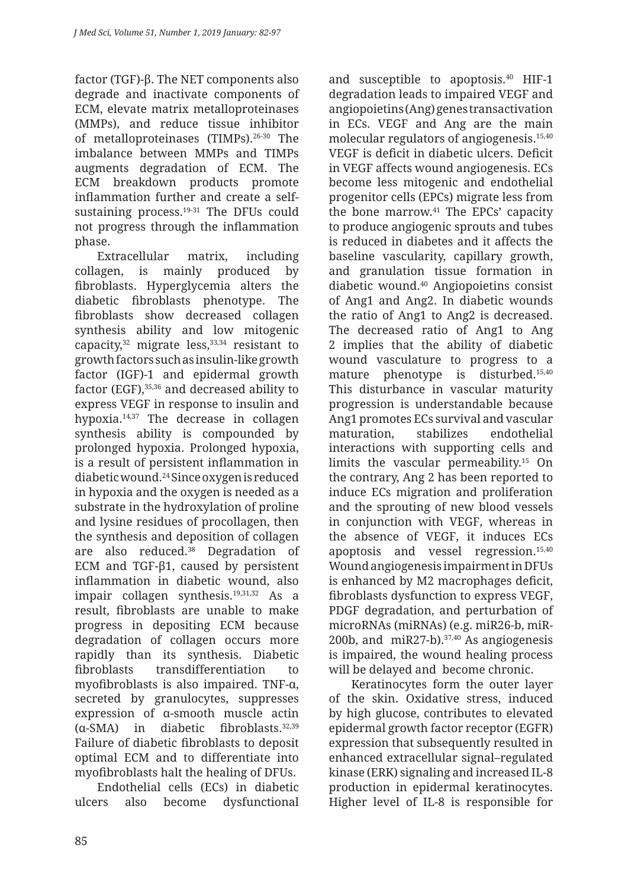factor (TGF)-β. The NET components also degrade and inactivate components of ECM, elevate matrix metalloproteinases (MMPs), and reduce tissue inhibitor of metalloproteinases (TIMPs).[26-30] The imbalance between MMPs and TIMPs augments degradation of ECM. The ECM breakdown products promote inflammation further and create a self-sustaining process.[19-31] The DFUs could not progress through the inflammation phase.

Extracellular matrix, including collagen, is mainly produced by fibroblasts. Hyperglycemia alters the diabetic fibroblasts phenotype. The fibroblasts show decreased collagen synthesis ability and low mitogenic capacity,[32] migrate less,[33,34] resistant to growth factors such as insulin-like growth factor (IGF)-1 and epidermal growth factor (EGF),[35,36] and decreased ability to express VEGF in response to insulin and hypoxia.[14,37] The decrease in collagen synthesis ability is compounded by prolonged hypoxia. Prolonged hypoxia, is a result of persistent inflammation in diabetic wound.[24] Since oxygen is reduced in hypoxia and the oxygen is needed as a substrate in the hydroxylation of proline and lysine residues of procollagen, then the synthesis and deposition of collagen are also reduced.[38] Degradation of ECM and TGF-β1, caused by persistent inflammation in diabetic wound, also impair collagen synthesis.[19,31,32] As a result, fibroblasts are unable to make progress in depositing ECM because degradation of collagen occurs more rapidly than its synthesis. Diabetic fibroblasts transdifferentiation to myofibroblasts is also impaired. TNF-α, secreted by granulocytes, suppresses expression of α-smooth muscle actin (α-SMA) in diabetic fibroblasts.[32,39] Failure of diabetic fibroblasts to deposit optimal ECM and to differentiate into myofibroblasts halt the healing of DFUs.

Endothelial cells (ECs) in diabetic ulcers also become dysfunctional and susceptible to apoptosis.[40] HIF-1 degradation leads to impaired VEGF and angiopoietins (Ang) genes transactivation in ECs. VEGF and Ang are the main molecular regulators of angiogenesis.[15,40] VEGF is deficit in diabetic ulcers. Deficit in VEGF affects wound angiogenesis. ECs become less mitogenic and endothelial progenitor cells (EPCs) migrate less from the bone marrow.[41] The EPCs' capacity to produce angiogenic sprouts and tubes is reduced in diabetes and it affects the baseline vascularity, capillary growth, and granulation tissue formation in diabetic wound.[40] Angiopoietins consist of Ang1 and Ang2. In diabetic wounds the ratio of Ang1 to Ang2 is decreased. The decreased ratio of Ang1 to Ang 2 implies that the ability of diabetic wound vasculature to progress to a mature phenotype is disturbed.[15,40] This disturbance in vascular maturity progression is understandable because Ang1 promotes ECs survival and vascular maturation, stabilizes endothelial interactions with supporting cells and limits the vascular permeability.[15] On the contrary, Ang 2 has been reported to induce ECs migration and proliferation and the sprouting of new blood vessels in conjunction with VEGF, whereas in the absence of VEGF, it induces ECs apoptosis and vessel regression.[15,40] Wound angiogenesis impairment in DFUs is enhanced by M2 macrophages deficit, fibroblasts dysfunction to express VEGF, PDGF degradation, and perturbation of microRNAs (miRNAs) (e.g. miR26-b, miR-200b, and miR27-b).[37,40] As angiogenesis is impaired, the wound healing process will be delayed and become chronic.

Keratinocytes form the outer layer of the skin. Oxidative stress, induced by high glucose, contributes to elevated epidermal growth factor receptor (EGFR) expression that subsequently resulted in enhanced extracellular signal–regulated kinase (ERK) signaling and increased IL-8 production in epidermal keratinocytes. Higher level of IL-8 is responsible for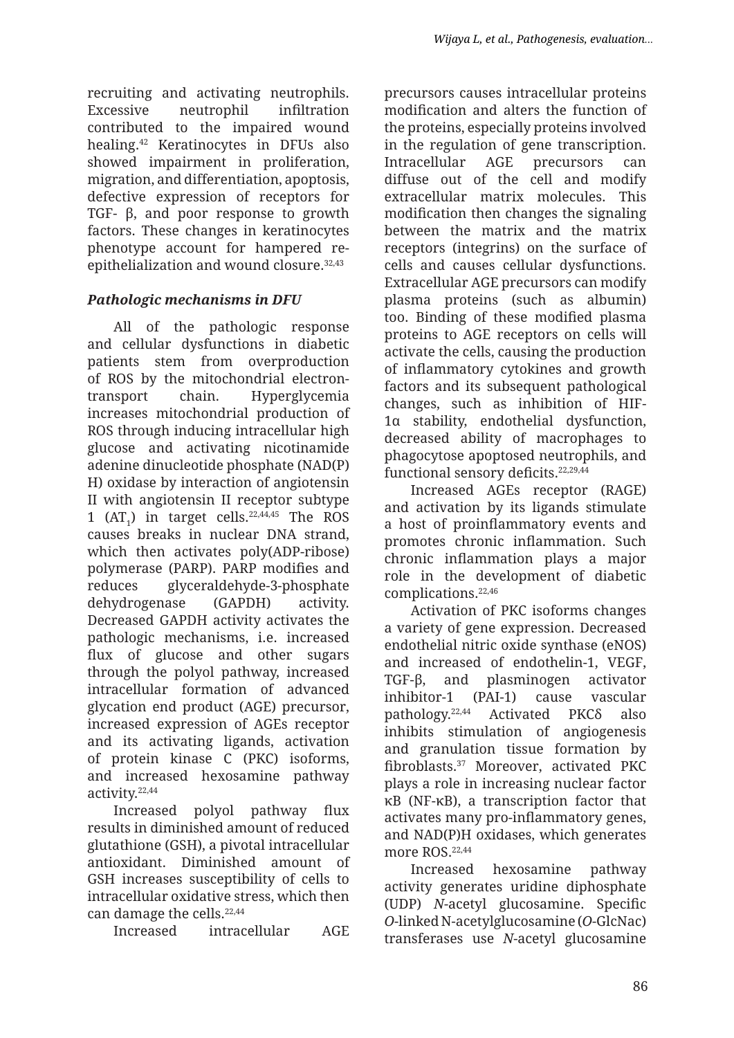recruiting and activating neutrophils. Excessive neutrophil infiltration contributed to the impaired wound healing.[42] Keratinocytes in DFUs also showed impairment in proliferation, migration, and differentiation, apoptosis, defective expression of receptors for TGF- β, and poor response to growth factors. These changes in keratinocytes phenotype account for hampered re-epithelialization and wound closure.[32,43]

### *Pathologic mechanisms in DFU*

All of the pathologic response and cellular dysfunctions in diabetic patients stem from overproduction of ROS by the mitochondrial electron-transport chain. Hyperglycemia increases mitochondrial production of ROS through inducing intracellular high glucose and activating nicotinamide adenine dinucleotide phosphate (NAD(P)H) oxidase by interaction of angiotensin II with angiotensin II receptor subtype 1 ($AT_1$) in target cells.[22,44,45] The ROS causes breaks in nuclear DNA strand, which then activates poly(ADP-ribose) polymerase (PARP). PARP modifies and reduces glyceraldehyde-3-phosphate dehydrogenase (GAPDH) activity. Decreased GAPDH activity activates the pathologic mechanisms, i.e. increased flux of glucose and other sugars through the polyol pathway, increased intracellular formation of advanced glycation end product (AGE) precursor, increased expression of AGEs receptor and its activating ligands, activation of protein kinase C (PKC) isoforms, and increased hexosamine pathway activity.[22,44]

Increased polyol pathway flux results in diminished amount of reduced glutathione (GSH), a pivotal intracellular antioxidant. Diminished amount of GSH increases susceptibility of cells to intracellular oxidative stress, which then can damage the cells.[22,44]

Increased intracellular AGE precursors causes intracellular proteins modification and alters the function of the proteins, especially proteins involved in the regulation of gene transcription. Intracellular AGE precursors can diffuse out of the cell and modify extracellular matrix molecules. This modification then changes the signaling between the matrix and the matrix receptors (integrins) on the surface of cells and causes cellular dysfunctions. Extracellular AGE precursors can modify plasma proteins (such as albumin) too. Binding of these modified plasma proteins to AGE receptors on cells will activate the cells, causing the production of inflammatory cytokines and growth factors and its subsequent pathological changes, such as inhibition of HIF-1α stability, endothelial dysfunction, decreased ability of macrophages to phagocytose apoptosed neutrophils, and functional sensory deficits.[22,29,44]

Increased AGEs receptor (RAGE) and activation by its ligands stimulate a host of proinflammatory events and promotes chronic inflammation. Such chronic inflammation plays a major role in the development of diabetic complications.[22,46]

Activation of PKC isoforms changes a variety of gene expression. Decreased endothelial nitric oxide synthase (eNOS) and increased of endothelin-1, VEGF, TGF-β, and plasminogen activator inhibitor-1 (PAI-1) cause vascular pathology.[22,44] Activated PKCδ also inhibits stimulation of angiogenesis and granulation tissue formation by fibroblasts.[37] Moreover, activated PKC plays a role in increasing nuclear factor κB (NF-κB), a transcription factor that activates many pro-inflammatory genes, and NAD(P)H oxidases, which generates more ROS.[22,44]

Increased hexosamine pathway activity generates uridine diphosphate (UDP) *N*-acetyl glucosamine. Specific *O*-linked N-acetylglucosamine (*O*-GlcNac) transferases use *N*-acetyl glucosamine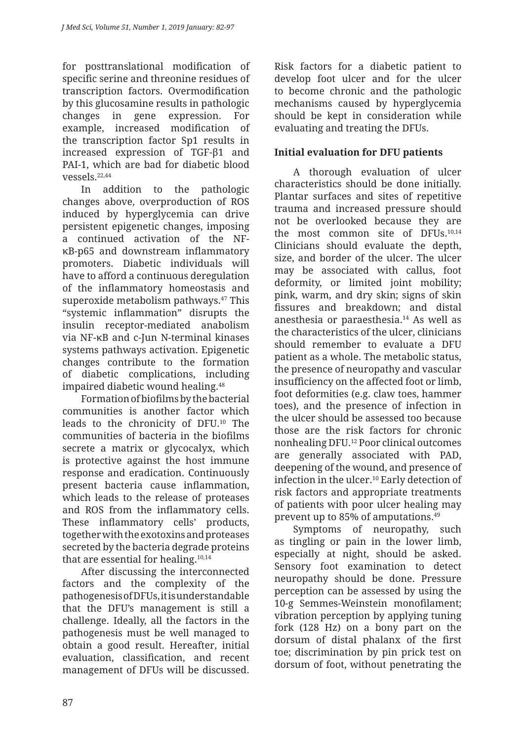for posttranslational modification of specific serine and threonine residues of transcription factors. Overmodification by this glucosamine results in pathologic changes in gene expression. For example, increased modification of the transcription factor Sp1 results in increased expression of TGF-β1 and PAI-1, which are bad for diabetic blood vessels.[22,44]

In addition to the pathologic changes above, overproduction of ROS induced by hyperglycemia can drive persistent epigenetic changes, imposing a continued activation of the NF-κB-p65 and downstream inflammatory promoters. Diabetic individuals will have to afford a continuous deregulation of the inflammatory homeostasis and superoxide metabolism pathways.[47] This "systemic inflammation" disrupts the insulin receptor-mediated anabolism via NF-κB and c-Jun N-terminal kinases systems pathways activation. Epigenetic changes contribute to the formation of diabetic complications, including impaired diabetic wound healing.[48]

Formation of biofilms by the bacterial communities is another factor which leads to the chronicity of DFU.[10] The communities of bacteria in the biofilms secrete a matrix or glycocalyx, which is protective against the host immune response and eradication. Continuously present bacteria cause inflammation, which leads to the release of proteases and ROS from the inflammatory cells. These inflammatory cells' products, together with the exotoxins and proteases secreted by the bacteria degrade proteins that are essential for healing.[10,14]

After discussing the interconnected factors and the complexity of the pathogenesis of DFUs, it is understandable that the DFU's management is still a challenge. Ideally, all the factors in the pathogenesis must be well managed to obtain a good result. Hereafter, initial evaluation, classification, and recent management of DFUs will be discussed. Risk factors for a diabetic patient to develop foot ulcer and for the ulcer to become chronic and the pathologic mechanisms caused by hyperglycemia should be kept in consideration while evaluating and treating the DFUs.

## Initial evaluation for DFU patients

A thorough evaluation of ulcer characteristics should be done initially. Plantar surfaces and sites of repetitive trauma and increased pressure should not be overlooked because they are the most common site of DFUs.[10,14] Clinicians should evaluate the depth, size, and border of the ulcer. The ulcer may be associated with callus, foot deformity, or limited joint mobility; pink, warm, and dry skin; signs of skin fissures and breakdown; and distal anesthesia or paraesthesia.[14] As well as the characteristics of the ulcer, clinicians should remember to evaluate a DFU patient as a whole. The metabolic status, the presence of neuropathy and vascular insufficiency on the affected foot or limb, foot deformities (e.g. claw toes, hammer toes), and the presence of infection in the ulcer should be assessed too because those are the risk factors for chronic nonhealing DFU.[12] Poor clinical outcomes are generally associated with PAD, deepening of the wound, and presence of infection in the ulcer.[10] Early detection of risk factors and appropriate treatments of patients with poor ulcer healing may prevent up to 85% of amputations.[49]

Symptoms of neuropathy, such as tingling or pain in the lower limb, especially at night, should be asked. Sensory foot examination to detect neuropathy should be done. Pressure perception can be assessed by using the 10-g Semmes-Weinstein monofilament; vibration perception by applying tuning fork (128 Hz) on a bony part on the dorsum of distal phalanx of the first toe; discrimination by pin prick test on dorsum of foot, without penetrating the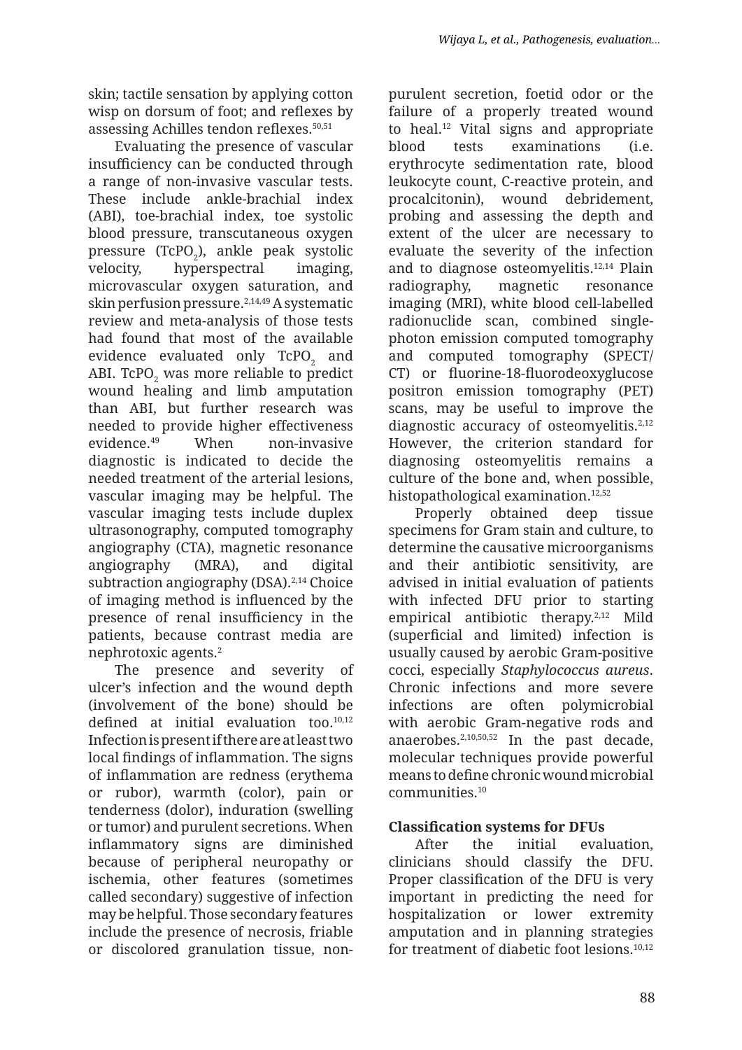skin; tactile sensation by applying cotton wisp on dorsum of foot; and reflexes by assessing Achilles tendon reflexes.[50,51]

Evaluating the presence of vascular insufficiency can be conducted through a range of non-invasive vascular tests. These include ankle-brachial index (ABI), toe-brachial index, toe systolic blood pressure, transcutaneous oxygen pressure ($TcPO_2$), ankle peak systolic velocity, hyperspectral imaging, microvascular oxygen saturation, and skin perfusion pressure.[2,14,49] A systematic review and meta-analysis of those tests had found that most of the available evidence evaluated only $TcPO_2$ and ABI. $TcPO_2$ was more reliable to predict wound healing and limb amputation than ABI, but further research was needed to provide higher effectiveness evidence.[49] When non-invasive diagnostic is indicated to decide the needed treatment of the arterial lesions, vascular imaging may be helpful. The vascular imaging tests include duplex ultrasonography, computed tomography angiography (CTA), magnetic resonance angiography (MRA), and digital subtraction angiography (DSA).[2,14] Choice of imaging method is influenced by the presence of renal insufficiency in the patients, because contrast media are nephrotoxic agents.[2]

The presence and severity of ulcer's infection and the wound depth (involvement of the bone) should be defined at initial evaluation too.[10,12] Infection is present if there are at least two local findings of inflammation. The signs of inflammation are redness (erythema or rubor), warmth (color), pain or tenderness (dolor), induration (swelling or tumor) and purulent secretions. When inflammatory signs are diminished because of peripheral neuropathy or ischemia, other features (sometimes called secondary) suggestive of infection may be helpful. Those secondary features include the presence of necrosis, friable or discolored granulation tissue, non-purulent secretion, foetid odor or the failure of a properly treated wound to heal.[12] Vital signs and appropriate blood tests examinations (i.e. erythrocyte sedimentation rate, blood leukocyte count, C-reactive protein, and procalcitonin), wound debridement, probing and assessing the depth and extent of the ulcer are necessary to evaluate the severity of the infection and to diagnose osteomyelitis.[12,14] Plain radiography, magnetic resonance imaging (MRI), white blood cell-labelled radionuclide scan, combined single-photon emission computed tomography and computed tomography (SPECT/CT) or fluorine-18-fluorodeoxyglucose positron emission tomography (PET) scans, may be useful to improve the diagnostic accuracy of osteomyelitis.[2,12] However, the criterion standard for diagnosing osteomyelitis remains a culture of the bone and, when possible, histopathological examination.[12,52]

Properly obtained deep tissue specimens for Gram stain and culture, to determine the causative microorganisms and their antibiotic sensitivity, are advised in initial evaluation of patients with infected DFU prior to starting empirical antibiotic therapy.[2,12] Mild (superficial and limited) infection is usually caused by aerobic Gram-positive cocci, especially *Staphylococcus aureus*. Chronic infections and more severe infections are often polymicrobial with aerobic Gram-negative rods and anaerobes.[2,10,50,52] In the past decade, molecular techniques provide powerful means to define chronic wound microbial communities.[10]

**Classification systems for DFUs**

After the initial evaluation, clinicians should classify the DFU. Proper classification of the DFU is very important in predicting the need for hospitalization or lower extremity amputation and in planning strategies for treatment of diabetic foot lesions.[10,12]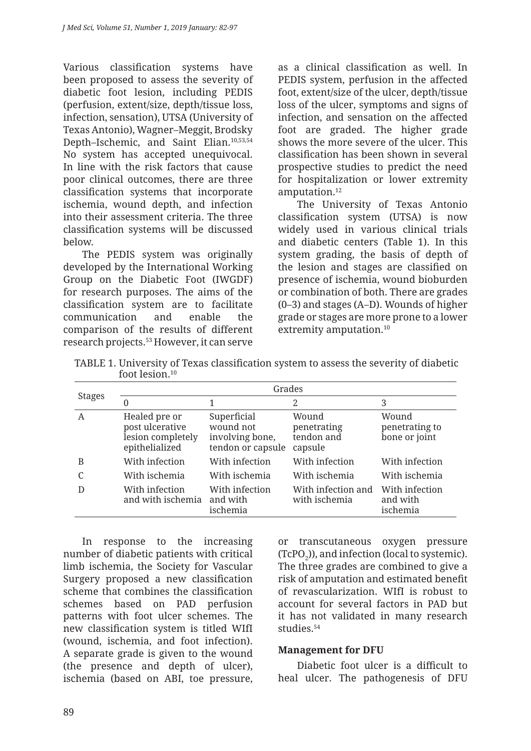Various classification systems have been proposed to assess the severity of diabetic foot lesion, including PEDIS (perfusion, extent/size, depth/tissue loss, infection, sensation), UTSA (University of Texas Antonio), Wagner–Meggit, Brodsky Depth–Ischemic, and Saint Elian.[10,53,54] No system has accepted unequivocal. In line with the risk factors that cause poor clinical outcomes, there are three classification systems that incorporate ischemia, wound depth, and infection into their assessment criteria. The three classification systems will be discussed below.

The PEDIS system was originally developed by the International Working Group on the Diabetic Foot (IWGDF) for research purposes. The aims of the classification system are to facilitate communication and enable the comparison of the results of different research projects.[53] However, it can serve as a clinical classification as well. In PEDIS system, perfusion in the affected foot, extent/size of the ulcer, depth/tissue loss of the ulcer, symptoms and signs of infection, and sensation on the affected foot are graded. The higher grade shows the more severe of the ulcer. This classification has been shown in several prospective studies to predict the need for hospitalization or lower extremity amputation.[12]

The University of Texas Antonio classification system (UTSA) is now widely used in various clinical trials and diabetic centers (Table 1). In this system grading, the basis of depth of the lesion and stages are classified on presence of ischemia, wound bioburden or combination of both. There are grades (0–3) and stages (A–D). Wounds of higher grade or stages are more prone to a lower extremity amputation.[10]

TABLE 1. University of Texas classification system to assess the severity of diabetic foot lesion.[10]

| Stages | Grades | | | |
|---|---|---|---|---|
| | 0 | 1 | 2 | 3 |
| A | Healed pre or post ulcerative lesion completely epithelialized | Superficial wound not involving bone, tendon or capsule | Wound penetrating tendon and capsule | Wound penetrating to bone or joint |
| B | With infection | With infection | With infection | With infection |
| C | With ischemia | With ischemia | With ischemia | With ischemia |
| D | With infection and with ischemia | With infection and with ischemia | With infection and with ischemia | With infection and with ischemia |

In response to the increasing number of diabetic patients with critical limb ischemia, the Society for Vascular Surgery proposed a new classification scheme that combines the classification schemes based on PAD perfusion patterns with foot ulcer schemes. The new classification system is titled WIfI (wound, ischemia, and foot infection). A separate grade is given to the wound (the presence and depth of ulcer), ischemia (based on ABI, toe pressure, or transcutaneous oxygen pressure ($TcPO_2$)), and infection (local to systemic). The three grades are combined to give a risk of amputation and estimated benefit of revascularization. WIfI is robust to account for several factors in PAD but it has not validated in many research studies.[54]

**Management for DFU**

Diabetic foot ulcer is a difficult to heal ulcer. The pathogenesis of DFU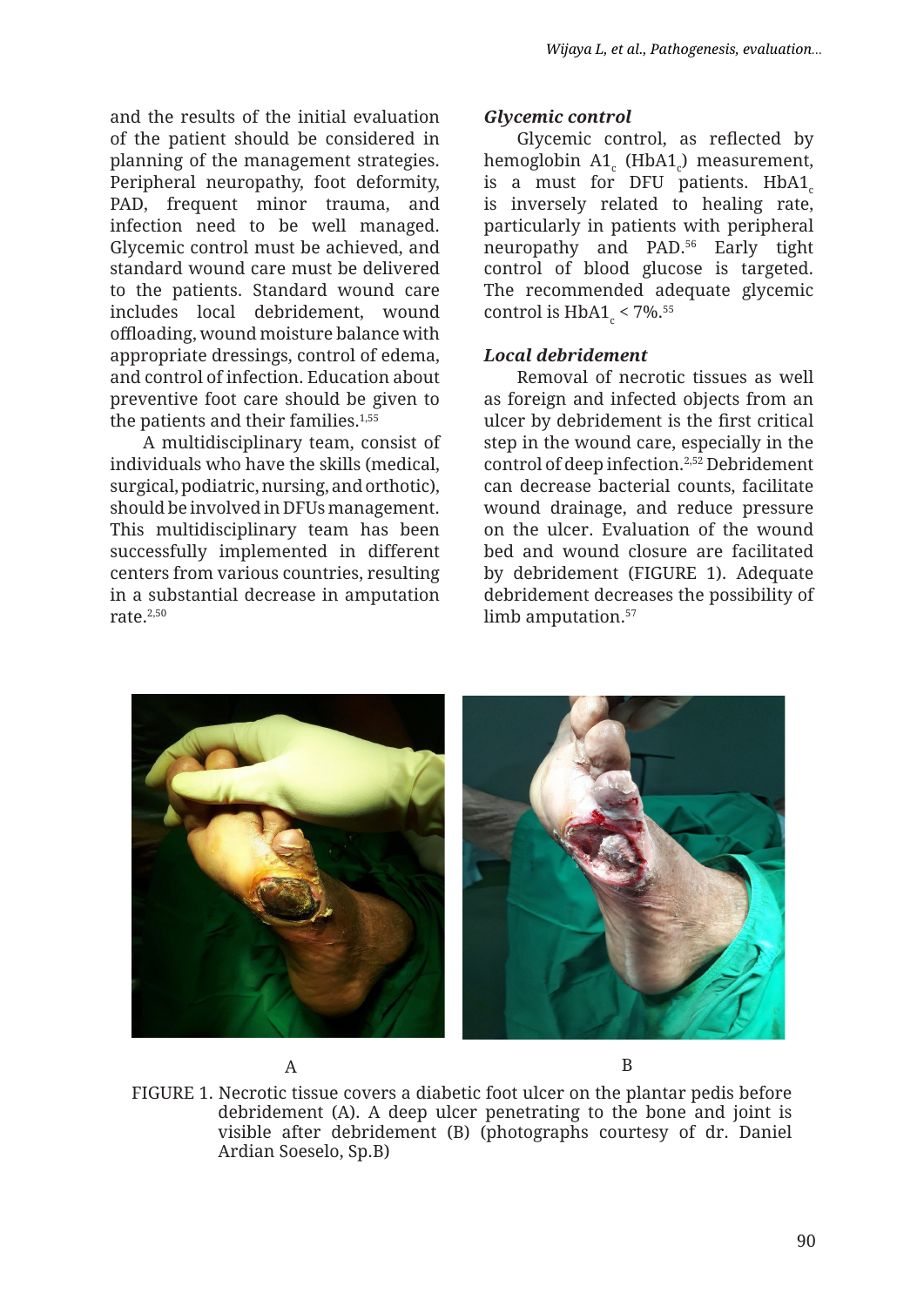and the results of the initial evaluation of the patient should be considered in planning of the management strategies. Peripheral neuropathy, foot deformity, PAD, frequent minor trauma, and infection need to be well managed. Glycemic control must be achieved, and standard wound care must be delivered to the patients. Standard wound care includes local debridement, wound offloading, wound moisture balance with appropriate dressings, control of edema, and control of infection. Education about preventive foot care should be given to the patients and their families.[1,55]

A multidisciplinary team, consist of individuals who have the skills (medical, surgical, podiatric, nursing, and orthotic), should be involved in DFUs management. This multidisciplinary team has been successfully implemented in different centers from various countries, resulting in a substantial decrease in amputation rate.[2,50]

***Glycemic control***

Glycemic control, as reflected by hemoglobin $A1_c$ ($HbA1_c$) measurement, is a must for DFU patients. $HbA1_c$ is inversely related to healing rate, particularly in patients with peripheral neuropathy and PAD.[56] Early tight control of blood glucose is targeted. The recommended adequate glycemic control is $HbA1_c < 7\%$.[55]

***Local debridement***

Removal of necrotic tissues as well as foreign and infected objects from an ulcer by debridement is the first critical step in the wound care, especially in the control of deep infection.[2,52] Debridement can decrease bacterial counts, facilitate wound drainage, and reduce pressure on the ulcer. Evaluation of the wound bed and wound closure are facilitated by debridement (FIGURE 1). Adequate debridement decreases the possibility of limb amputation.[57]

A B

FIGURE 1. Necrotic tissue covers a diabetic foot ulcer on the plantar pedis before debridement (A). A deep ulcer penetrating to the bone and joint is visible after debridement (B) (photographs courtesy of dr. Daniel Ardian Soeselo, Sp.B)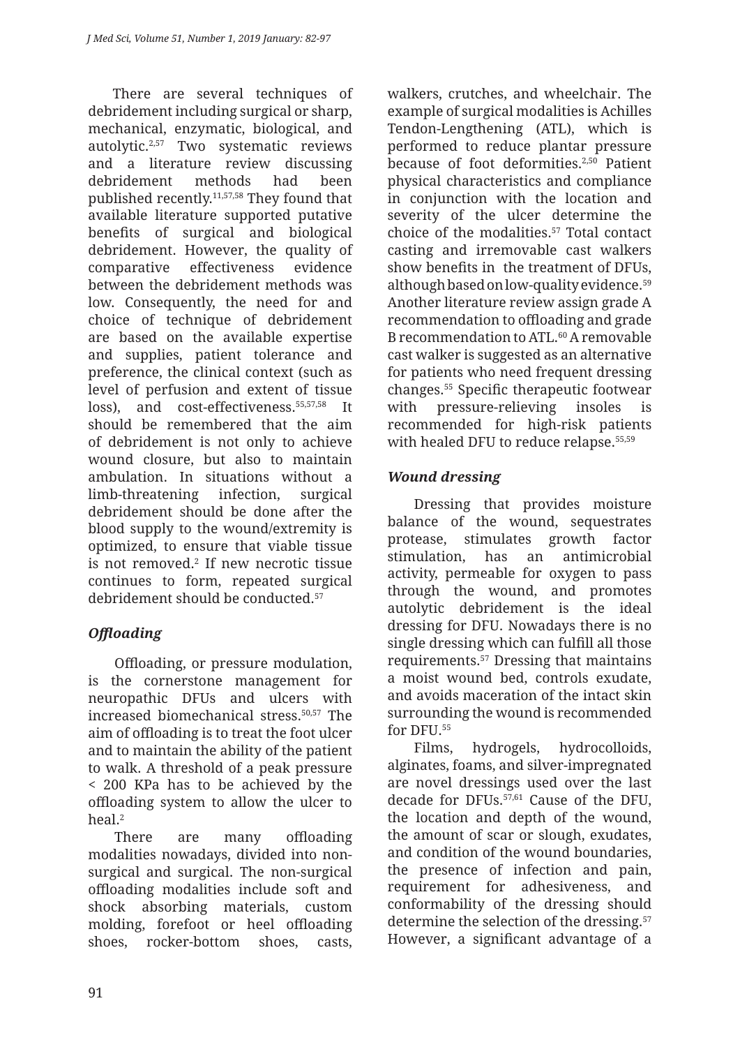There are several techniques of debridement including surgical or sharp, mechanical, enzymatic, biological, and autolytic.[2,57] Two systematic reviews and a literature review discussing debridement methods had been published recently.[11,57,58] They found that available literature supported putative benefits of surgical and biological debridement. However, the quality of comparative effectiveness evidence between the debridement methods was low. Consequently, the need for and choice of technique of debridement are based on the available expertise and supplies, patient tolerance and preference, the clinical context (such as level of perfusion and extent of tissue loss), and cost-effectiveness.[55,57,58] It should be remembered that the aim of debridement is not only to achieve wound closure, but also to maintain ambulation. In situations without a limb-threatening infection, surgical debridement should be done after the blood supply to the wound/extremity is optimized, to ensure that viable tissue is not removed.[2] If new necrotic tissue continues to form, repeated surgical debridement should be conducted.[57]

### *Offloading*

Offloading, or pressure modulation, is the cornerstone management for neuropathic DFUs and ulcers with increased biomechanical stress.[50,57] The aim of offloading is to treat the foot ulcer and to maintain the ability of the patient to walk. A threshold of a peak pressure < 200 KPa has to be achieved by the offloading system to allow the ulcer to heal.[2]

There are many offloading modalities nowadays, divided into non-surgical and surgical. The non-surgical offloading modalities include soft and shock absorbing materials, custom molding, forefoot or heel offloading shoes, rocker-bottom shoes, casts, walkers, crutches, and wheelchair. The example of surgical modalities is Achilles Tendon-Lengthening (ATL), which is performed to reduce plantar pressure because of foot deformities.[2,50] Patient physical characteristics and compliance in conjunction with the location and severity of the ulcer determine the choice of the modalities.[57] Total contact casting and irremovable cast walkers show benefits in the treatment of DFUs, although based on low-quality evidence.[59] Another literature review assign grade A recommendation to offloading and grade B recommendation to ATL.[60] A removable cast walker is suggested as an alternative for patients who need frequent dressing changes.[55] Specific therapeutic footwear with pressure-relieving insoles is recommended for high-risk patients with healed DFU to reduce relapse.[55,59]

### *Wound dressing*

Dressing that provides moisture balance of the wound, sequestrates protease, stimulates growth factor stimulation, has an antimicrobial activity, permeable for oxygen to pass through the wound, and promotes autolytic debridement is the ideal dressing for DFU. Nowadays there is no single dressing which can fulfill all those requirements.[57] Dressing that maintains a moist wound bed, controls exudate, and avoids maceration of the intact skin surrounding the wound is recommended for DFU.[55]

Films, hydrogels, hydrocolloids, alginates, foams, and silver-impregnated are novel dressings used over the last decade for DFUs.[57,61] Cause of the DFU, the location and depth of the wound, the amount of scar or slough, exudates, and condition of the wound boundaries, the presence of infection and pain, requirement for adhesiveness, and conformability of the dressing should determine the selection of the dressing.[57] However, a significant advantage of a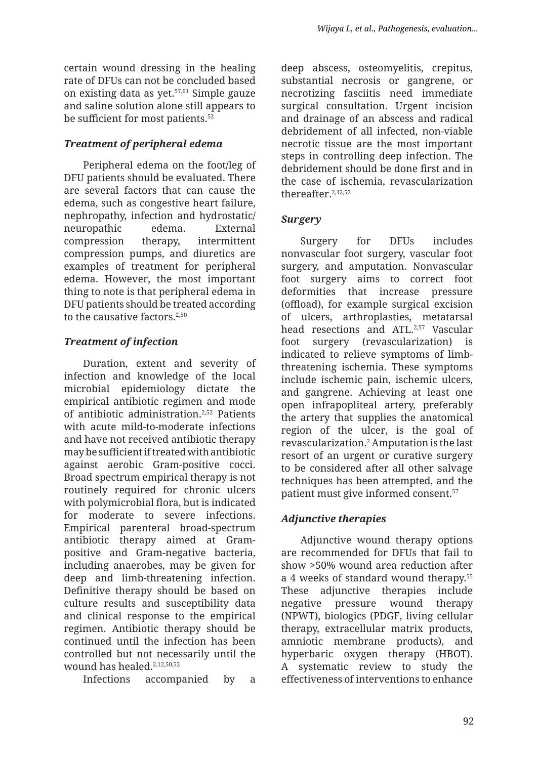certain wound dressing in the healing rate of DFUs can not be concluded based on existing data as yet.[57,61] Simple gauze and saline solution alone still appears to be sufficient for most patients.[52]

### *Treatment of peripheral edema*

Peripheral edema on the foot/leg of DFU patients should be evaluated. There are several factors that can cause the edema, such as congestive heart failure, nephropathy, infection and hydrostatic/neuropathic edema. External compression therapy, intermittent compression pumps, and diuretics are examples of treatment for peripheral edema. However, the most important thing to note is that peripheral edema in DFU patients should be treated according to the causative factors.[2,50]

### *Treatment of infection*

Duration, extent and severity of infection and knowledge of the local microbial epidemiology dictate the empirical antibiotic regimen and mode of antibiotic administration.[2,52] Patients with acute mild-to-moderate infections and have not received antibiotic therapy may be sufficient if treated with antibiotic against aerobic Gram-positive cocci. Broad spectrum empirical therapy is not routinely required for chronic ulcers with polymicrobial flora, but is indicated for moderate to severe infections. Empirical parenteral broad-spectrum antibiotic therapy aimed at Gram-positive and Gram-negative bacteria, including anaerobes, may be given for deep and limb-threatening infection. Definitive therapy should be based on culture results and susceptibility data and clinical response to the empirical regimen. Antibiotic therapy should be continued until the infection has been controlled but not necessarily until the wound has healed.[2,12,50,52]

Infections accompanied by a deep abscess, osteomyelitis, crepitus, substantial necrosis or gangrene, or necrotizing fasciitis need immediate surgical consultation. Urgent incision and drainage of an abscess and radical debridement of all infected, non-viable necrotic tissue are the most important steps in controlling deep infection. The debridement should be done first and in the case of ischemia, revascularization thereafter.[2,12,52]

### *Surgery*

Surgery for DFUs includes nonvascular foot surgery, vascular foot surgery, and amputation. Nonvascular foot surgery aims to correct foot deformities that increase pressure (offload), for example surgical excision of ulcers, arthroplasties, metatarsal head resections and ATL.[2,57] Vascular foot surgery (revascularization) is indicated to relieve symptoms of limb-threatening ischemia. These symptoms include ischemic pain, ischemic ulcers, and gangrene. Achieving at least one open infrapopliteal artery, preferably the artery that supplies the anatomical region of the ulcer, is the goal of revascularization.[2] Amputation is the last resort of an urgent or curative surgery to be considered after all other salvage techniques has been attempted, and the patient must give informed consent.[57]

### *Adjunctive therapies*

Adjunctive wound therapy options are recommended for DFUs that fail to show >50% wound area reduction after a 4 weeks of standard wound therapy.[55] These adjunctive therapies include negative pressure wound therapy (NPWT), biologics (PDGF, living cellular therapy, extracellular matrix products, amniotic membrane products), and hyperbaric oxygen therapy (HBOT). A systematic review to study the effectiveness of interventions to enhance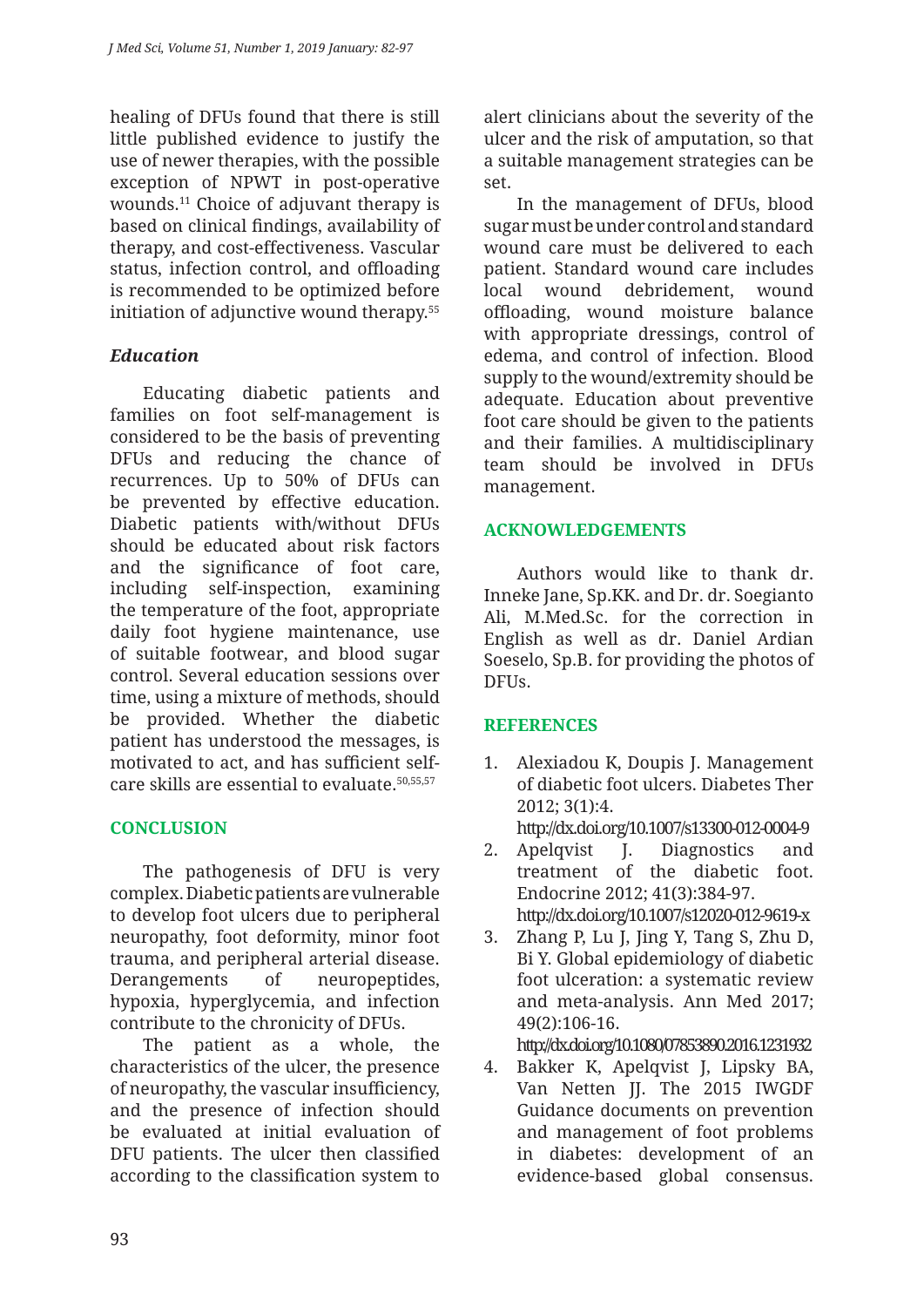healing of DFUs found that there is still little published evidence to justify the use of newer therapies, with the possible exception of NPWT in post-operative wounds.[11] Choice of adjuvant therapy is based on clinical findings, availability of therapy, and cost-effectiveness. Vascular status, infection control, and offloading is recommended to be optimized before initiation of adjunctive wound therapy.[55]

### *Education*

Educating diabetic patients and families on foot self-management is considered to be the basis of preventing DFUs and reducing the chance of recurrences. Up to 50% of DFUs can be prevented by effective education. Diabetic patients with/without DFUs should be educated about risk factors and the significance of foot care, including self-inspection, examining the temperature of the foot, appropriate daily foot hygiene maintenance, use of suitable footwear, and blood sugar control. Several education sessions over time, using a mixture of methods, should be provided. Whether the diabetic patient has understood the messages, is motivated to act, and has sufficient self-care skills are essential to evaluate.[50,55,57]

## CONCLUSION

The pathogenesis of DFU is very complex. Diabetic patients are vulnerable to develop foot ulcers due to peripheral neuropathy, foot deformity, minor foot trauma, and peripheral arterial disease. Derangements of neuropeptides, hypoxia, hyperglycemia, and infection contribute to the chronicity of DFUs.

The patient as a whole, the characteristics of the ulcer, the presence of neuropathy, the vascular insufficiency, and the presence of infection should be evaluated at initial evaluation of DFU patients. The ulcer then classified according to the classification system to alert clinicians about the severity of the ulcer and the risk of amputation, so that a suitable management strategies can be set.

In the management of DFUs, blood sugar must be under control and standard wound care must be delivered to each patient. Standard wound care includes local wound debridement, wound offloading, wound moisture balance with appropriate dressings, control of edema, and control of infection. Blood supply to the wound/extremity should be adequate. Education about preventive foot care should be given to the patients and their families. A multidisciplinary team should be involved in DFUs management.

## ACKNOWLEDGEMENTS

Authors would like to thank dr. Inneke Jane, Sp.KK. and Dr. dr. Soegianto Ali, M.Med.Sc. for the correction in English as well as dr. Daniel Ardian Soeselo, Sp.B. for providing the photos of DFUs.

## REFERENCES

1. Alexiadou K, Doupis J. Management of diabetic foot ulcers. Diabetes Ther 2012; 3(1):4. http://dx.doi.org/10.1007/s13300-012-0004-9
2. Apelqvist J. Diagnostics and treatment of the diabetic foot. Endocrine 2012; 41(3):384-97. http://dx.doi.org/10.1007/s12020-012-9619-x
3. Zhang P, Lu J, Jing Y, Tang S, Zhu D, Bi Y. Global epidemiology of diabetic foot ulceration: a systematic review and meta-analysis. Ann Med 2017; 49(2):106-16. http://dx.doi.org/10.1080/07853890.2016.1231932
4. Bakker K, Apelqvist J, Lipsky BA, Van Netten JJ. The 2015 IWGDF Guidance documents on prevention and management of foot problems in diabetes: development of an evidence-based global consensus.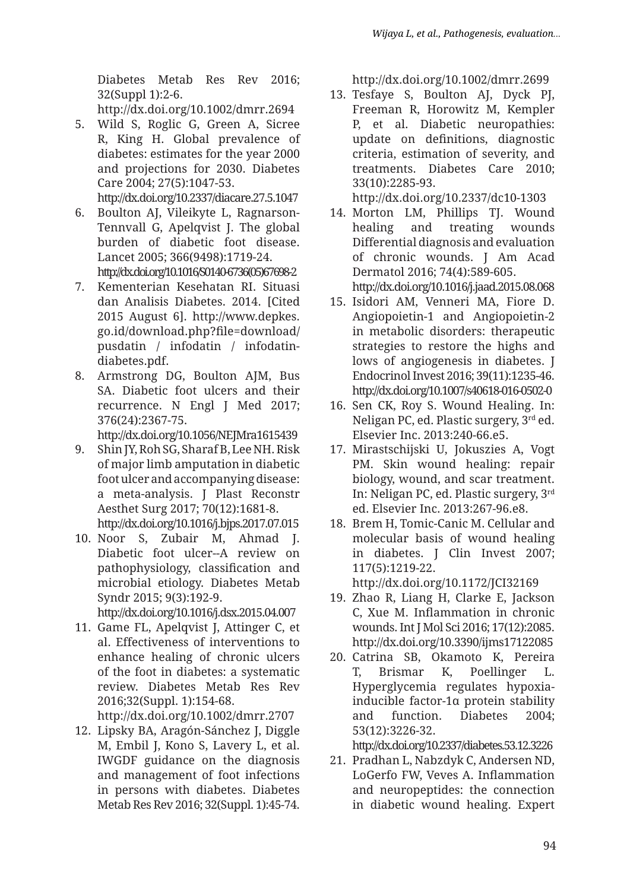Diabetes Metab Res Rev 2016; 32(Suppl 1):2-6. http://dx.doi.org/10.1002/dmrr.2694

5. Wild S, Roglic G, Green A, Sicree R, King H. Global prevalence of diabetes: estimates for the year 2000 and projections for 2030. Diabetes Care 2004; 27(5):1047-53. http://dx.doi.org/10.2337/diacare.27.5.1047
6. Boulton AJ, Vileikyte L, Ragnarson-Tennvall G, Apelqvist J. The global burden of diabetic foot disease. Lancet 2005; 366(9498):1719-24. http://dx.doi.org/10.1016/S0140-6736(05)67698-2
7. Kementerian Kesehatan RI. Situasi dan Analisis Diabetes. 2014. [Cited 2015 August 6]. http://www.depkes.go.id/download.php?file=download/pusdatin / infodatin / infodatin-diabetes.pdf.
8. Armstrong DG, Boulton AJM, Bus SA. Diabetic foot ulcers and their recurrence. N Engl J Med 2017; 376(24):2367-75. http://dx.doi.org/10.1056/NEJMra1615439
9. Shin JY, Roh SG, Sharaf B, Lee NH. Risk of major limb amputation in diabetic foot ulcer and accompanying disease: a meta-analysis. J Plast Reconstr Aesthet Surg 2017; 70(12):1681-8. http://dx.doi.org/10.1016/j.bjps.2017.07.015
10. Noor S, Zubair M, Ahmad J. Diabetic foot ulcer--A review on pathophysiology, classification and microbial etiology. Diabetes Metab Syndr 2015; 9(3):192-9. http://dx.doi.org/10.1016/j.dsx.2015.04.007
11. Game FL, Apelqvist J, Attinger C, et al. Effectiveness of interventions to enhance healing of chronic ulcers of the foot in diabetes: a systematic review. Diabetes Metab Res Rev 2016;32(Suppl. 1):154-68. http://dx.doi.org/10.1002/dmrr.2707
12. Lipsky BA, Aragón-Sánchez J, Diggle M, Embil J, Kono S, Lavery L, et al. IWGDF guidance on the diagnosis and management of foot infections in persons with diabetes. Diabetes Metab Res Rev 2016; 32(Suppl. 1):45-74. http://dx.doi.org/10.1002/dmrr.2699
13. Tesfaye S, Boulton AJ, Dyck PJ, Freeman R, Horowitz M, Kempler P, et al. Diabetic neuropathies: update on definitions, diagnostic criteria, estimation of severity, and treatments. Diabetes Care 2010; 33(10):2285-93. http://dx.doi.org/10.2337/dc10-1303
14. Morton LM, Phillips TJ. Wound healing and treating wounds Differential diagnosis and evaluation of chronic wounds. J Am Acad Dermatol 2016; 74(4):589-605. http://dx.doi.org/10.1016/j.jaad.2015.08.068
15. Isidori AM, Venneri MA, Fiore D. Angiopoietin-1 and Angiopoietin-2 in metabolic disorders: therapeutic strategies to restore the highs and lows of angiogenesis in diabetes. J Endocrinol Invest 2016; 39(11):1235-46. http://dx.doi.org/10.1007/s40618-016-0502-0
16. Sen CK, Roy S. Wound Healing. In: Neligan PC, ed. Plastic surgery, 3rd ed. Elsevier Inc. 2013:240-66.e5.
17. Mirastschijski U, Jokuszies A, Vogt PM. Skin wound healing: repair biology, wound, and scar treatment. In: Neligan PC, ed. Plastic surgery, 3rd ed. Elsevier Inc. 2013:267-96.e8.
18. Brem H, Tomic-Canic M. Cellular and molecular basis of wound healing in diabetes. J Clin Invest 2007; 117(5):1219-22. http://dx.doi.org/10.1172/JCI32169
19. Zhao R, Liang H, Clarke E, Jackson C, Xue M. Inflammation in chronic wounds. Int J Mol Sci 2016; 17(12):2085. http://dx.doi.org/10.3390/ijms17122085
20. Catrina SB, Okamoto K, Pereira T, Brismar K, Poellinger L. Hyperglycemia regulates hypoxia-inducible factor-1α protein stability and function. Diabetes 2004; 53(12):3226-32. http://dx.doi.org/10.2337/diabetes.53.12.3226
21. Pradhan L, Nabzdyk C, Andersen ND, LoGerfo FW, Veves A. Inflammation and neuropeptides: the connection in diabetic wound healing. Expert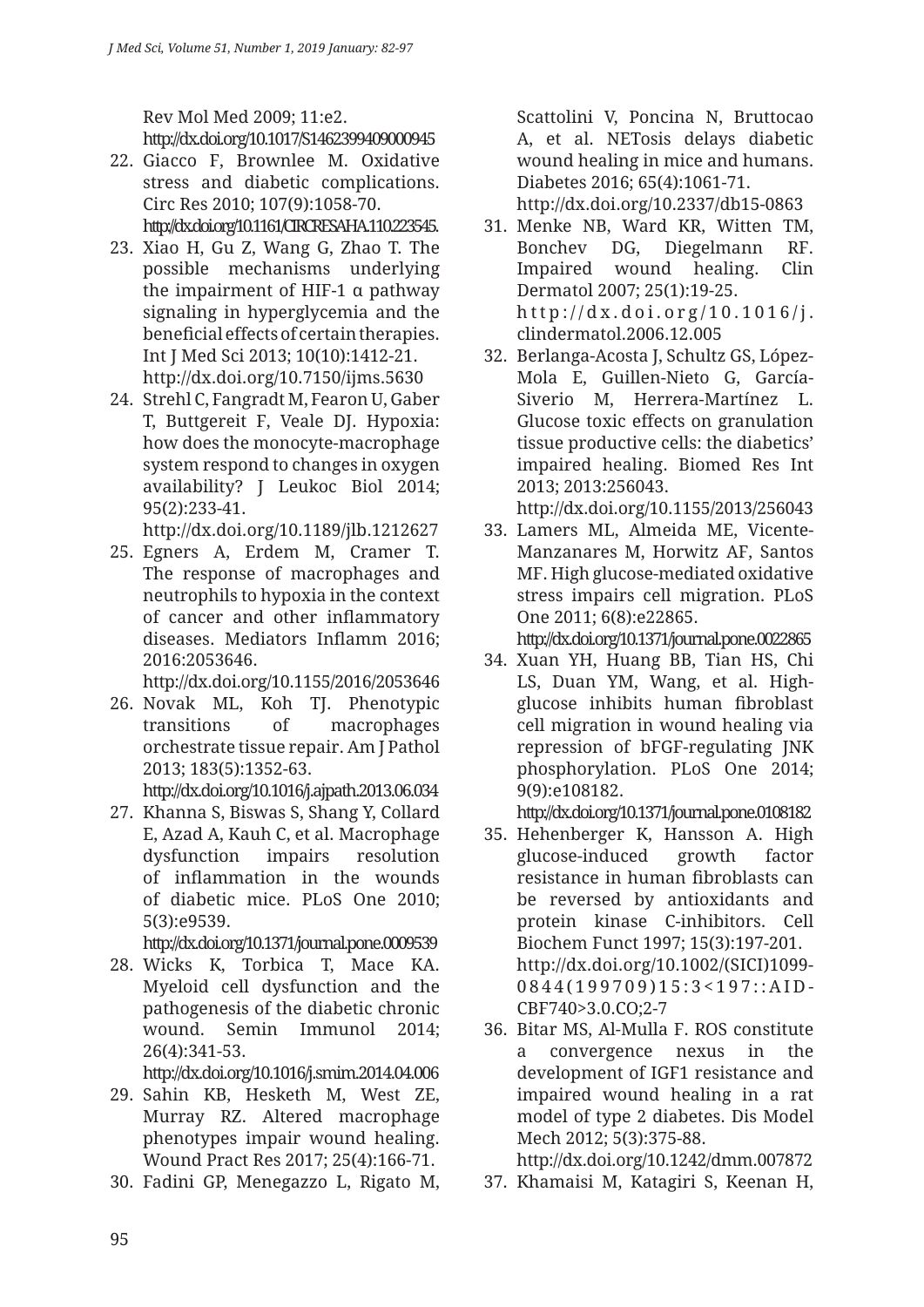Rev Mol Med 2009; 11:e2. http://dx.doi.org/10.1017/S1462399409000945

22. Giacco F, Brownlee M. Oxidative stress and diabetic complications. Circ Res 2010; 107(9):1058-70. http://dx.doi.org/10.1161/CIRCRESAHA.110.223545.
23. Xiao H, Gu Z, Wang G, Zhao T. The possible mechanisms underlying the impairment of HIF-1 α pathway signaling in hyperglycemia and the beneficial effects of certain therapies. Int J Med Sci 2013; 10(10):1412-21. http://dx.doi.org/10.7150/ijms.5630
24. Strehl C, Fangradt M, Fearon U, Gaber T, Buttgereit F, Veale DJ. Hypoxia: how does the monocyte-macrophage system respond to changes in oxygen availability? J Leukoc Biol 2014; 95(2):233-41. http://dx.doi.org/10.1189/jlb.1212627
25. Egners A, Erdem M, Cramer T. The response of macrophages and neutrophils to hypoxia in the context of cancer and other inflammatory diseases. Mediators Inflamm 2016; 2016:2053646. http://dx.doi.org/10.1155/2016/2053646
26. Novak ML, Koh TJ. Phenotypic transitions of macrophages orchestrate tissue repair. Am J Pathol 2013; 183(5):1352-63. http://dx.doi.org/10.1016/j.ajpath.2013.06.034
27. Khanna S, Biswas S, Shang Y, Collard E, Azad A, Kauh C, et al. Macrophage dysfunction impairs resolution of inflammation in the wounds of diabetic mice. PLoS One 2010; 5(3):e9539. http://dx.doi.org/10.1371/journal.pone.0009539
28. Wicks K, Torbica T, Mace KA. Myeloid cell dysfunction and the pathogenesis of the diabetic chronic wound. Semin Immunol 2014; 26(4):341-53. http://dx.doi.org/10.1016/j.smim.2014.04.006
29. Sahin KB, Hesketh M, West ZE, Murray RZ. Altered macrophage phenotypes impair wound healing. Wound Pract Res 2017; 25(4):166-71.
30. Fadini GP, Menegazzo L, Rigato M, Scattolini V, Poncina N, Bruttocao A, et al. NETosis delays diabetic wound healing in mice and humans. Diabetes 2016; 65(4):1061-71. http://dx.doi.org/10.2337/db15-0863
31. Menke NB, Ward KR, Witten TM, Bonchev DG, Diegelmann RF. Impaired wound healing. Clin Dermatol 2007; 25(1):19-25. http://dx.doi.org/10.1016/j.clindermatol.2006.12.005
32. Berlanga-Acosta J, Schultz GS, López-Mola E, Guillen-Nieto G, García-Siverio M, Herrera-Martínez L. Glucose toxic effects on granulation tissue productive cells: the diabetics' impaired healing. Biomed Res Int 2013; 2013:256043. http://dx.doi.org/10.1155/2013/256043
33. Lamers ML, Almeida ME, Vicente-Manzanares M, Horwitz AF, Santos MF. High glucose-mediated oxidative stress impairs cell migration. PLoS One 2011; 6(8):e22865. http://dx.doi.org/10.1371/journal.pone.0022865
34. Xuan YH, Huang BB, Tian HS, Chi LS, Duan YM, Wang, et al. High-glucose inhibits human fibroblast cell migration in wound healing via repression of bFGF-regulating JNK phosphorylation. PLoS One 2014; 9(9):e108182. http://dx.doi.org/10.1371/journal.pone.0108182
35. Hehenberger K, Hansson A. High glucose-induced growth factor resistance in human fibroblasts can be reversed by antioxidants and protein kinase C-inhibitors. Cell Biochem Funct 1997; 15(3):197-201. http://dx.doi.org/10.1002/(SICI)1099-0844(199709)15:3<197::AID-CBF740>3.0.CO;2-7
36. Bitar MS, Al-Mulla F. ROS constitute a convergence nexus in the development of IGF1 resistance and impaired wound healing in a rat model of type 2 diabetes. Dis Model Mech 2012; 5(3):375-88. http://dx.doi.org/10.1242/dmm.007872
37. Khamaisi M, Katagiri S, Keenan H,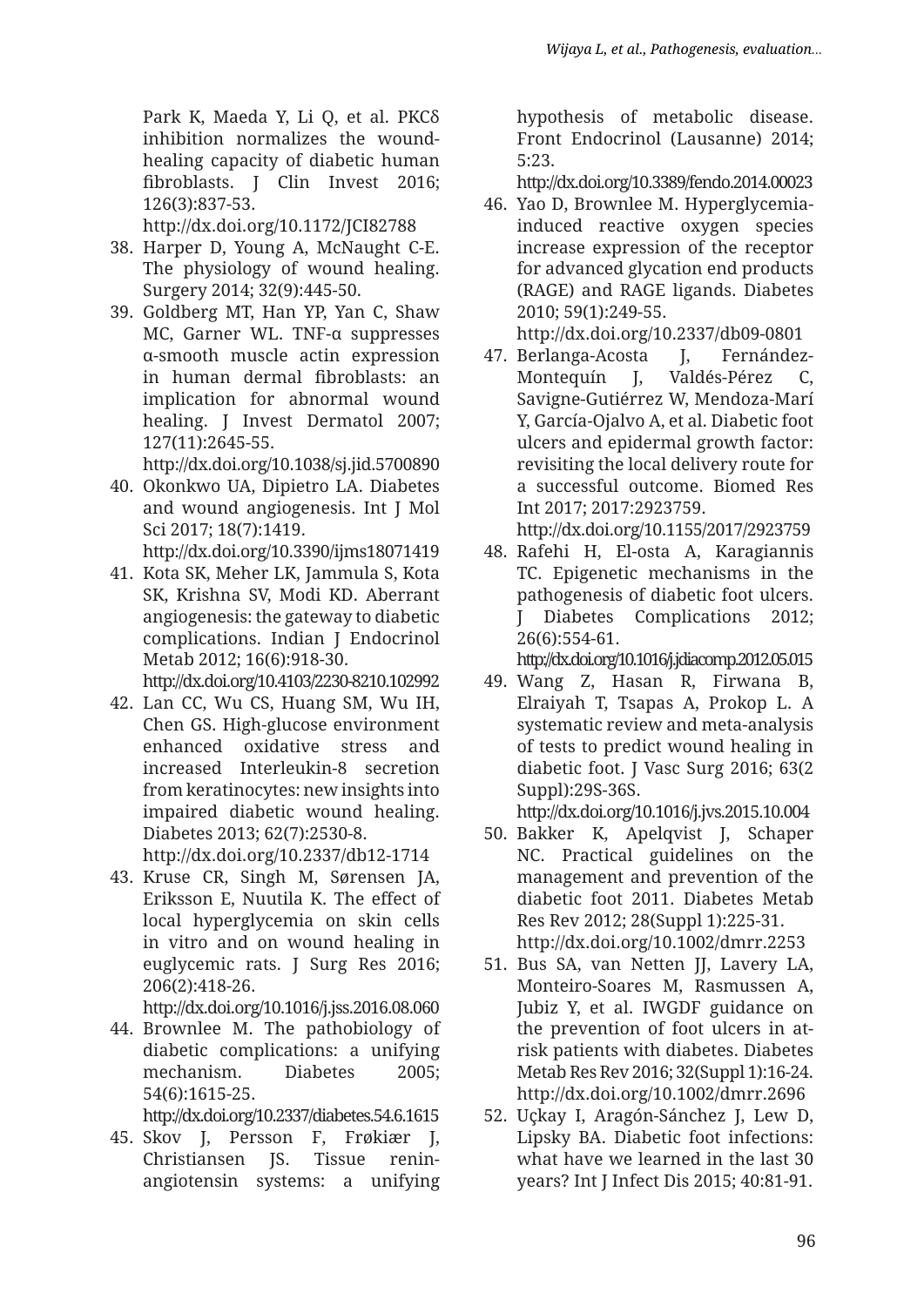Park K, Maeda Y, Li Q, et al. PKCδ inhibition normalizes the wound-healing capacity of diabetic human fibroblasts. J Clin Invest 2016; 126(3):837-53.
http://dx.doi.org/10.1172/JCI82788

38. Harper D, Young A, McNaught C-E. The physiology of wound healing. Surgery 2014; 32(9):445-50.
39. Goldberg MT, Han YP, Yan C, Shaw MC, Garner WL. TNF-α suppresses α-smooth muscle actin expression in human dermal fibroblasts: an implication for abnormal wound healing. J Invest Dermatol 2007; 127(11):2645-55.
http://dx.doi.org/10.1038/sj.jid.5700890
40. Okonkwo UA, Dipietro LA. Diabetes and wound angiogenesis. Int J Mol Sci 2017; 18(7):1419.
http://dx.doi.org/10.3390/ijms18071419
41. Kota SK, Meher LK, Jammula S, Kota SK, Krishna SV, Modi KD. Aberrant angiogenesis: the gateway to diabetic complications. Indian J Endocrinol Metab 2012; 16(6):918-30.
http://dx.doi.org/10.4103/2230-8210.102992
42. Lan CC, Wu CS, Huang SM, Wu IH, Chen GS. High-glucose environment enhanced oxidative stress and increased Interleukin-8 secretion from keratinocytes: new insights into impaired diabetic wound healing. Diabetes 2013; 62(7):2530-8.
http://dx.doi.org/10.2337/db12-1714
43. Kruse CR, Singh M, Sørensen JA, Eriksson E, Nuutila K. The effect of local hyperglycemia on skin cells in vitro and on wound healing in euglycemic rats. J Surg Res 2016; 206(2):418-26.
http://dx.doi.org/10.1016/j.jss.2016.08.060
44. Brownlee M. The pathobiology of diabetic complications: a unifying mechanism. Diabetes 2005; 54(6):1615-25.
http://dx.doi.org/10.2337/diabetes.54.6.1615
45. Skov J, Persson F, Frøkiær J, Christiansen JS. Tissue renin-angiotensin systems: a unifying hypothesis of metabolic disease. Front Endocrinol (Lausanne) 2014; 5:23.
http://dx.doi.org/10.3389/fendo.2014.00023
46. Yao D, Brownlee M. Hyperglycemia-induced reactive oxygen species increase expression of the receptor for advanced glycation end products (RAGE) and RAGE ligands. Diabetes 2010; 59(1):249-55.
http://dx.doi.org/10.2337/db09-0801
47. Berlanga-Acosta J, Fernández-Montequín J, Valdés-Pérez C, Savigne-Gutiérrez W, Mendoza-Marí Y, García-Ojalvo A, et al. Diabetic foot ulcers and epidermal growth factor: revisiting the local delivery route for a successful outcome. Biomed Res Int 2017; 2017:2923759.
http://dx.doi.org/10.1155/2017/2923759
48. Rafehi H, El-osta A, Karagiannis TC. Epigenetic mechanisms in the pathogenesis of diabetic foot ulcers. J Diabetes Complications 2012; 26(6):554-61.
http://dx.doi.org/10.1016/j.jdiacomp.2012.05.015
49. Wang Z, Hasan R, Firwana B, Elraiyah T, Tsapas A, Prokop L. A systematic review and meta-analysis of tests to predict wound healing in diabetic foot. J Vasc Surg 2016; 63(2 Suppl):29S-36S.
http://dx.doi.org/10.1016/j.jvs.2015.10.004
50. Bakker K, Apelqvist J, Schaper NC. Practical guidelines on the management and prevention of the diabetic foot 2011. Diabetes Metab Res Rev 2012; 28(Suppl 1):225-31.
http://dx.doi.org/10.1002/dmrr.2253
51. Bus SA, van Netten JJ, Lavery LA, Monteiro-Soares M, Rasmussen A, Jubiz Y, et al. IWGDF guidance on the prevention of foot ulcers in at-risk patients with diabetes. Diabetes Metab Res Rev 2016; 32(Suppl 1):16-24.
http://dx.doi.org/10.1002/dmrr.2696
52. Uçkay I, Aragón-Sánchez J, Lew D, Lipsky BA. Diabetic foot infections: what have we learned in the last 30 years? Int J Infect Dis 2015; 40:81-91.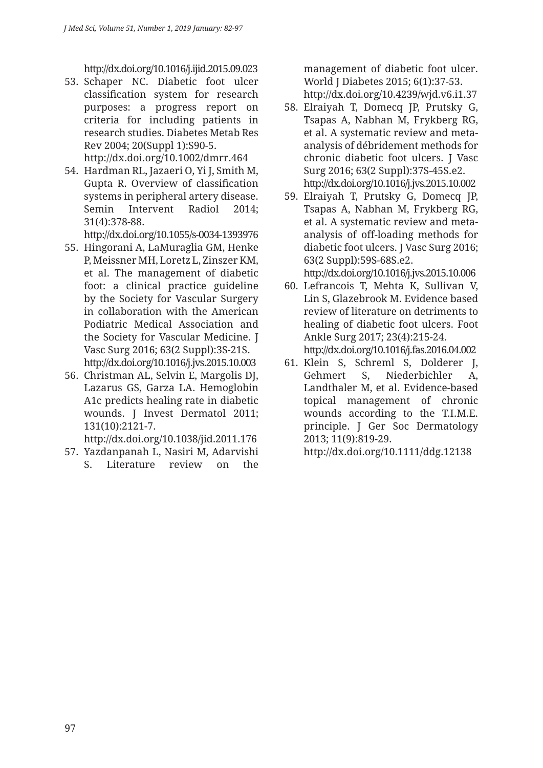http://dx.doi.org/10.1016/j.ijid.2015.09.023

53. Schaper NC. Diabetic foot ulcer classification system for research purposes: a progress report on criteria for including patients in research studies. Diabetes Metab Res Rev 2004; 20(Suppl 1):S90-5. http://dx.doi.org/10.1002/dmrr.464
54. Hardman RL, Jazaeri O, Yi J, Smith M, Gupta R. Overview of classification systems in peripheral artery disease. Semin Intervent Radiol 2014; 31(4):378-88. http://dx.doi.org/10.1055/s-0034-1393976
55. Hingorani A, LaMuraglia GM, Henke P, Meissner MH, Loretz L, Zinszer KM, et al. The management of diabetic foot: a clinical practice guideline by the Society for Vascular Surgery in collaboration with the American Podiatric Medical Association and the Society for Vascular Medicine. J Vasc Surg 2016; 63(2 Suppl):3S-21S. http://dx.doi.org/10.1016/j.jvs.2015.10.003
56. Christman AL, Selvin E, Margolis DJ, Lazarus GS, Garza LA. Hemoglobin A1c predicts healing rate in diabetic wounds. J Invest Dermatol 2011; 131(10):2121-7. http://dx.doi.org/10.1038/jid.2011.176
57. Yazdanpanah L, Nasiri M, Adarvishi S. Literature review on the management of diabetic foot ulcer. World J Diabetes 2015; 6(1):37-53. http://dx.doi.org/10.4239/wjd.v6.i1.37
58. Elraiyah T, Domecq JP, Prutsky G, Tsapas A, Nabhan M, Frykberg RG, et al. A systematic review and meta-analysis of débridement methods for chronic diabetic foot ulcers. J Vasc Surg 2016; 63(2 Suppl):37S-45S.e2. http://dx.doi.org/10.1016/j.jvs.2015.10.002
59. Elraiyah T, Prutsky G, Domecq JP, Tsapas A, Nabhan M, Frykberg RG, et al. A systematic review and meta-analysis of off-loading methods for diabetic foot ulcers. J Vasc Surg 2016; 63(2 Suppl):59S-68S.e2. http://dx.doi.org/10.1016/j.jvs.2015.10.006
60. Lefrancois T, Mehta K, Sullivan V, Lin S, Glazebrook M. Evidence based review of literature on detriments to healing of diabetic foot ulcers. Foot Ankle Surg 2017; 23(4):215-24. http://dx.doi.org/10.1016/j.fas.2016.04.002
61. Klein S, Schreml S, Dolderer J, Gehmert S, Niederbichler A, Landthaler M, et al. Evidence-based topical management of chronic wounds according to the T.I.M.E. principle. J Ger Soc Dermatology 2013; 11(9):819-29. http://dx.doi.org/10.1111/ddg.12138